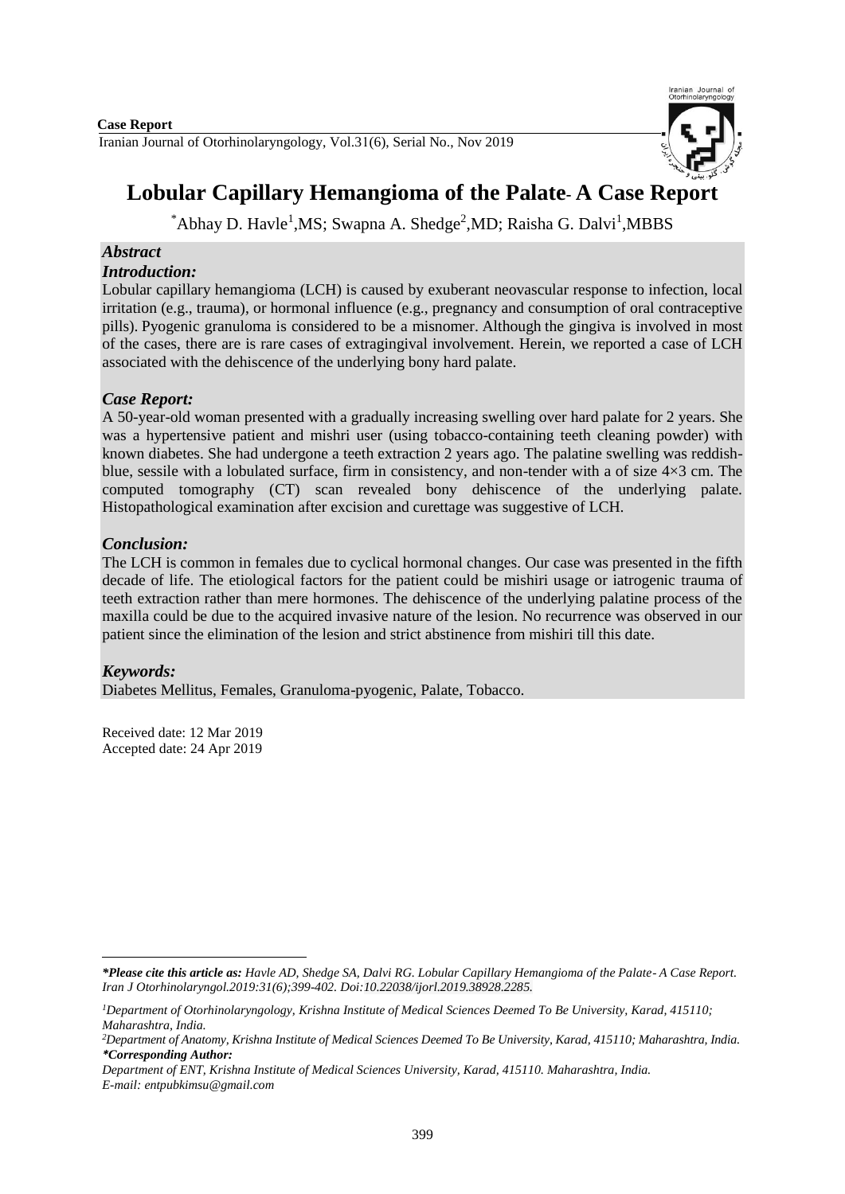**Case Report**

Iranian Journal of Otorhinolaryngology, Vol.31(6), Serial No., Nov 2019

# Lobular Capillary Hemangioma of the Palate- A Case Report

*Abhay D. Havle[1],MS; Swapna A. Shedge[2],MD; Raisha G. Dalvi[1],MBBS

## *Abstract*

### *Introduction:*

Lobular capillary hemangioma (LCH) is caused by exuberant neovascular response to infection, local irritation (e.g., trauma), or hormonal influence (e.g., pregnancy and consumption of oral contraceptive pills). Pyogenic granuloma is considered to be a misnomer. Although the gingiva is involved in most of the cases, there are is rare cases of extragingival involvement. Herein, we reported a case of LCH associated with the dehiscence of the underlying bony hard palate.

### *Case Report:*

A 50-year-old woman presented with a gradually increasing swelling over hard palate for 2 years. She was a hypertensive patient and mishri user (using tobacco-containing teeth cleaning powder) with known diabetes. She had undergone a teeth extraction 2 years ago. The palatine swelling was reddish-blue, sessile with a lobulated surface, firm in consistency, and non-tender with a of size 4×3 cm. The computed tomography (CT) scan revealed bony dehiscence of the underlying palate. Histopathological examination after excision and curettage was suggestive of LCH.

### *Conclusion:*

The LCH is common in females due to cyclical hormonal changes. Our case was presented in the fifth decade of life. The etiological factors for the patient could be mishiri usage or iatrogenic trauma of teeth extraction rather than mere hormones. The dehiscence of the underlying palatine process of the maxilla could be due to the acquired invasive nature of the lesion. No recurrence was observed in our patient since the elimination of the lesion and strict abstinence from mishiri till this date.

### *Keywords:*

Diabetes Mellitus, Females, Granuloma-pyogenic, Palate, Tobacco.

Received date: 12 Mar 2019
Accepted date: 24 Apr 2019

---

***Please cite this article as:*** *Havle AD, Shedge SA, Dalvi RG. Lobular Capillary Hemangioma of the Palate- A Case Report. Iran J Otorhinolaryngol.2019:31(6);399-402. Doi:10.22038/ijorl.2019.38928.2285.*

*[1]Department of Otorhinolaryngology, Krishna Institute of Medical Sciences Deemed To Be University, Karad, 415110; Maharashtra, India.*

*[2]Department of Anatomy, Krishna Institute of Medical Sciences Deemed To Be University, Karad, 415110; Maharashtra, India.*

***\*Corresponding Author:***

*Department of ENT, Krishna Institute of Medical Sciences University, Karad, 415110. Maharashtra, India.*
*E-mail: entpubkimsu@gmail.com*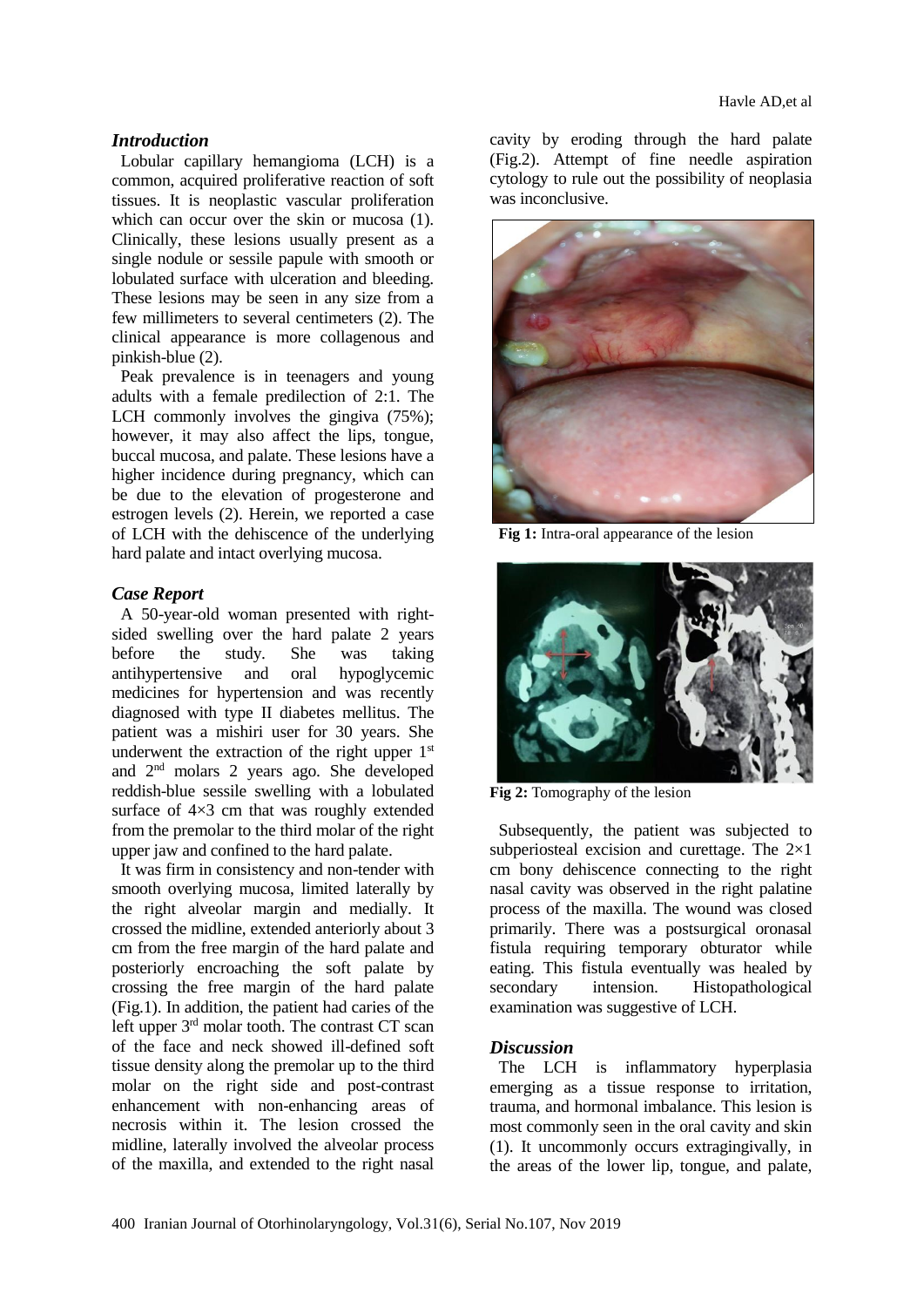## *Introduction*

Lobular capillary hemangioma (LCH) is a common, acquired proliferative reaction of soft tissues. It is neoplastic vascular proliferation which can occur over the skin or mucosa (1). Clinically, these lesions usually present as a single nodule or sessile papule with smooth or lobulated surface with ulceration and bleeding. These lesions may be seen in any size from a few millimeters to several centimeters (2). The clinical appearance is more collagenous and pinkish-blue (2).

Peak prevalence is in teenagers and young adults with a female predilection of 2:1. The LCH commonly involves the gingiva (75%); however, it may also affect the lips, tongue, buccal mucosa, and palate. These lesions have a higher incidence during pregnancy, which can be due to the elevation of progesterone and estrogen levels (2). Herein, we reported a case of LCH with the dehiscence of the underlying hard palate and intact overlying mucosa.

## *Case Report*

A 50-year-old woman presented with right-sided swelling over the hard palate 2 years before the study. She was taking antihypertensive and oral hypoglycemic medicines for hypertension and was recently diagnosed with type II diabetes mellitus. The patient was a mishiri user for 30 years. She underwent the extraction of the right upper 1st and 2nd molars 2 years ago. She developed reddish-blue sessile swelling with a lobulated surface of 4×3 cm that was roughly extended from the premolar to the third molar of the right upper jaw and confined to the hard palate.

It was firm in consistency and non-tender with smooth overlying mucosa, limited laterally by the right alveolar margin and medially. It crossed the midline, extended anteriorly about 3 cm from the free margin of the hard palate and posteriorly encroaching the soft palate by crossing the free margin of the hard palate (Fig.1). In addition, the patient had caries of the left upper 3rd molar tooth. The contrast CT scan of the face and neck showed ill-defined soft tissue density along the premolar up to the third molar on the right side and post-contrast enhancement with non-enhancing areas of necrosis within it. The lesion crossed the midline, laterally involved the alveolar process of the maxilla, and extended to the right nasal cavity by eroding through the hard palate (Fig.2). Attempt of fine needle aspiration cytology to rule out the possibility of neoplasia was inconclusive.

**Fig 1:** Intra-oral appearance of the lesion

**Fig 2:** Tomography of the lesion

Subsequently, the patient was subjected to subperiosteal excision and curettage. The 2×1 cm bony dehiscence connecting to the right nasal cavity was observed in the right palatine process of the maxilla. The wound was closed primarily. There was a postsurgical oronasal fistula requiring temporary obturator while eating. This fistula eventually was healed by secondary intension. Histopathological examination was suggestive of LCH.

## *Discussion*

The LCH is inflammatory hyperplasia emerging as a tissue response to irritation, trauma, and hormonal imbalance. This lesion is most commonly seen in the oral cavity and skin (1). It uncommonly occurs extragingivally, in the areas of the lower lip, tongue, and palate,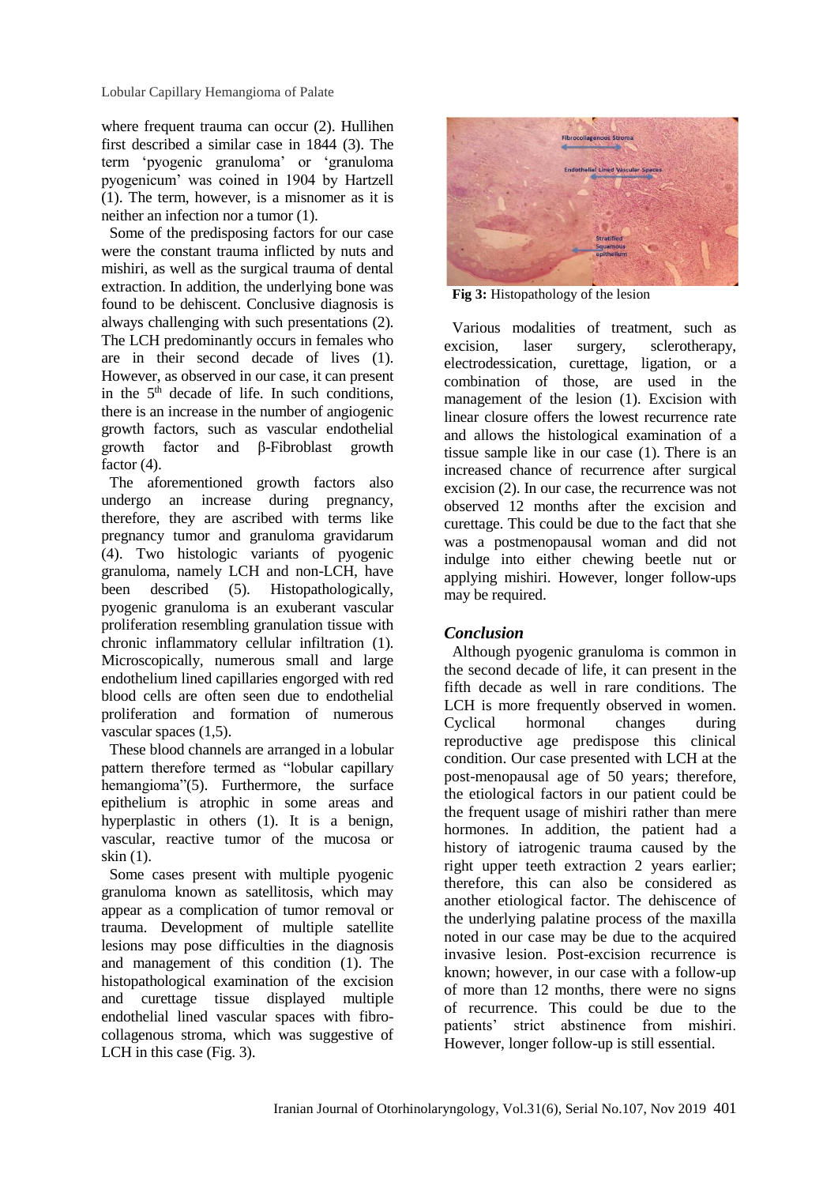where frequent trauma can occur (2). Hullihen first described a similar case in 1844 (3). The term 'pyogenic granuloma' or 'granuloma pyogenicum' was coined in 1904 by Hartzell (1). The term, however, is a misnomer as it is neither an infection nor a tumor (1).

Some of the predisposing factors for our case were the constant trauma inflicted by nuts and mishiri, as well as the surgical trauma of dental extraction. In addition, the underlying bone was found to be dehiscent. Conclusive diagnosis is always challenging with such presentations (2). The LCH predominantly occurs in females who are in their second decade of lives (1). However, as observed in our case, it can present in the 5th decade of life. In such conditions, there is an increase in the number of angiogenic growth factors, such as vascular endothelial growth factor and β-Fibroblast growth factor (4).

The aforementioned growth factors also undergo an increase during pregnancy, therefore, they are ascribed with terms like pregnancy tumor and granuloma gravidarum (4). Two histologic variants of pyogenic granuloma, namely LCH and non-LCH, have been described (5). Histopathologically, pyogenic granuloma is an exuberant vascular proliferation resembling granulation tissue with chronic inflammatory cellular infiltration (1). Microscopically, numerous small and large endothelium lined capillaries engorged with red blood cells are often seen due to endothelial proliferation and formation of numerous vascular spaces (1,5).

These blood channels are arranged in a lobular pattern therefore termed as "lobular capillary hemangioma"(5). Furthermore, the surface epithelium is atrophic in some areas and hyperplastic in others (1). It is a benign, vascular, reactive tumor of the mucosa or skin (1).

Some cases present with multiple pyogenic granuloma known as satellitosis, which may appear as a complication of tumor removal or trauma. Development of multiple satellite lesions may pose difficulties in the diagnosis and management of this condition (1). The histopathological examination of the excision and curettage tissue displayed multiple endothelial lined vascular spaces with fibro-collagenous stroma, which was suggestive of LCH in this case (Fig. 3).

**Fig 3:** Histopathology of the lesion

Various modalities of treatment, such as excision, laser surgery, sclerotherapy, electrodessication, curettage, ligation, or a combination of those, are used in the management of the lesion (1). Excision with linear closure offers the lowest recurrence rate and allows the histological examination of a tissue sample like in our case (1). There is an increased chance of recurrence after surgical excision (2). In our case, the recurrence was not observed 12 months after the excision and curettage. This could be due to the fact that she was a postmenopausal woman and did not indulge into either chewing beetle nut or applying mishiri. However, longer follow-ups may be required.

## *Conclusion*

Although pyogenic granuloma is common in the second decade of life, it can present in the fifth decade as well in rare conditions. The LCH is more frequently observed in women. Cyclical hormonal changes during reproductive age predispose this clinical condition. Our case presented with LCH at the post-menopausal age of 50 years; therefore, the etiological factors in our patient could be the frequent usage of mishiri rather than mere hormones. In addition, the patient had a history of iatrogenic trauma caused by the right upper teeth extraction 2 years earlier; therefore, this can also be considered as another etiological factor. The dehiscence of the underlying palatine process of the maxilla noted in our case may be due to the acquired invasive lesion. Post-excision recurrence is known; however, in our case with a follow-up of more than 12 months, there were no signs of recurrence. This could be due to the patients' strict abstinence from mishiri. However, longer follow-up is still essential.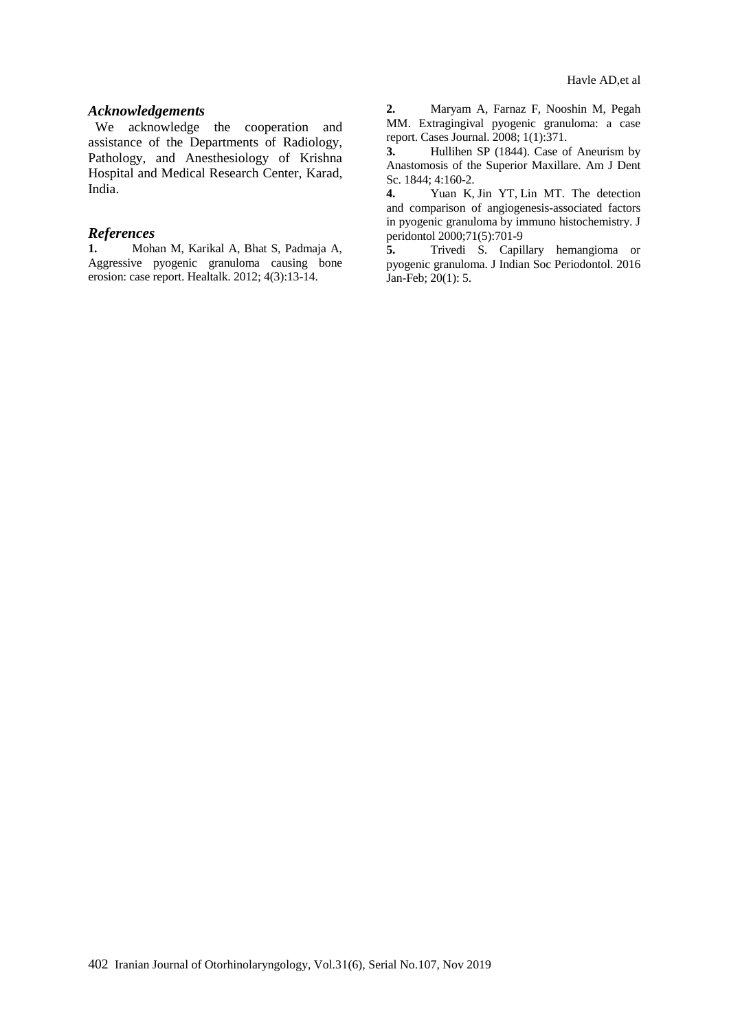### *Acknowledgements*

We acknowledge the cooperation and assistance of the Departments of Radiology, Pathology, and Anesthesiology of Krishna Hospital and Medical Research Center, Karad, India.

### *References*

**1.** Mohan M, Karikal A, Bhat S, Padmaja A, Aggressive pyogenic granuloma causing bone erosion: case report. Healtalk. 2012; 4(3):13-14.

**2.** Maryam A, Farnaz F, Nooshin M, Pegah MM. Extragingival pyogenic granuloma: a case report. Cases Journal. 2008; 1(1):371.

**3.** Hullihen SP (1844). Case of Aneurism by Anastomosis of the Superior Maxillare. Am J Dent Sc. 1844; 4:160-2.

**4.** Yuan K, Jin YT, Lin MT. The detection and comparison of angiogenesis-associated factors in pyogenic granuloma by immuno histochemistry. J peridontol 2000;71(5):701-9

**5.** Trivedi S. Capillary hemangioma or pyogenic granuloma. J Indian Soc Periodontol. 2016 Jan-Feb; 20(1): 5.